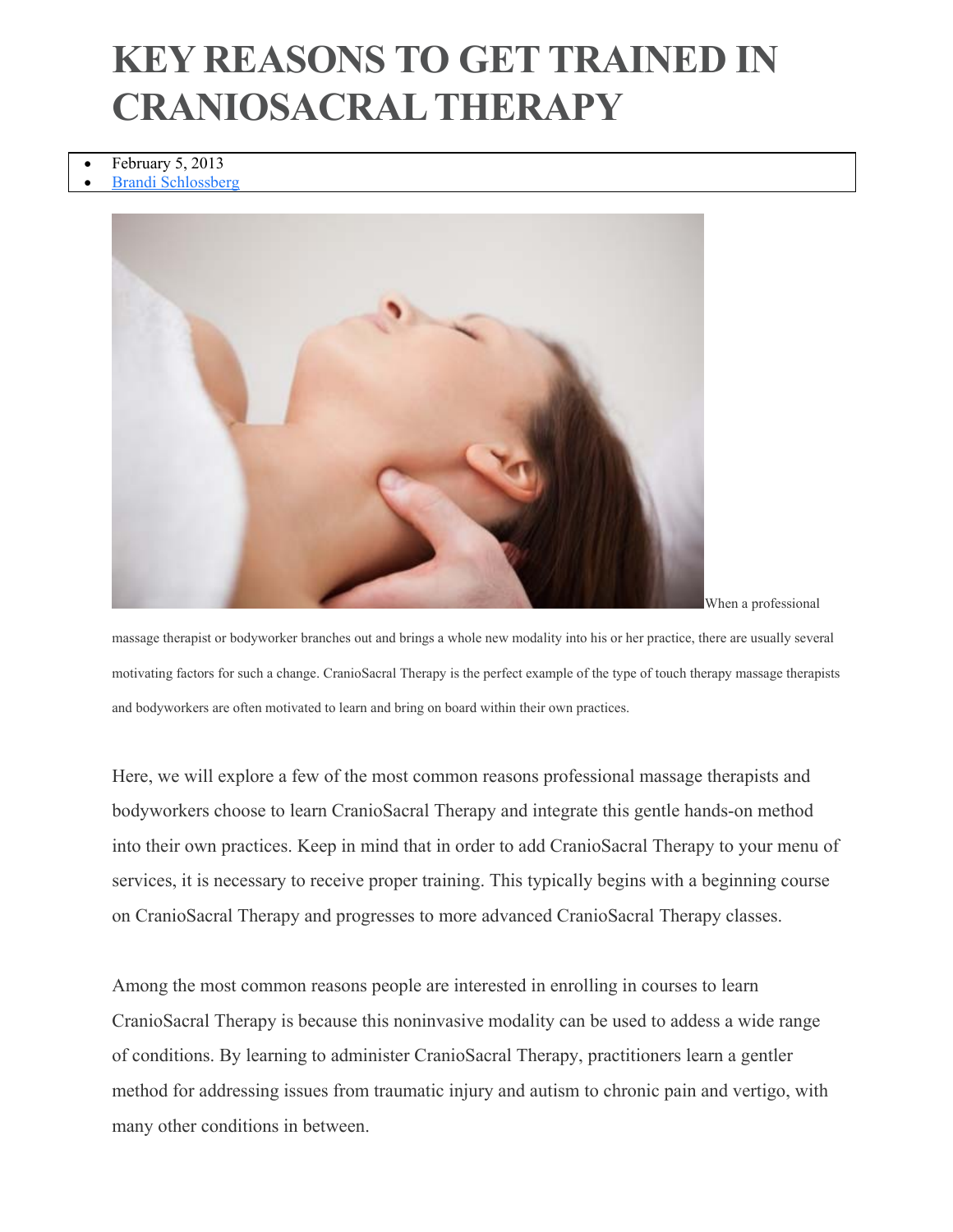# KEY REASONS TO GET TRAINED IN CRANIOSACRAL THERAPY

- February 5, 2013
- Brandi Schlossberg

When a professional massage therapist or bodyworker branches out and brings a whole new modality into his or her practice, there are usually several motivating factors for such a change. CranioSacral Therapy is the perfect example of the type of touch therapy massage therapists and bodyworkers are often motivated to learn and bring on board within their own practices.

Here, we will explore a few of the most common reasons professional massage therapists and bodyworkers choose to learn CranioSacral Therapy and integrate this gentle hands-on method into their own practices. Keep in mind that in order to add CranioSacral Therapy to your menu of services, it is necessary to receive proper training. This typically begins with a beginning course on CranioSacral Therapy and progresses to more advanced CranioSacral Therapy classes.

Among the most common reasons people are interested in enrolling in courses to learn CranioSacral Therapy is because this noninvasive modality can be used to addess a wide range of conditions. By learning to administer CranioSacral Therapy, practitioners learn a gentler method for addressing issues from traumatic injury and autism to chronic pain and vertigo, with many other conditions in between.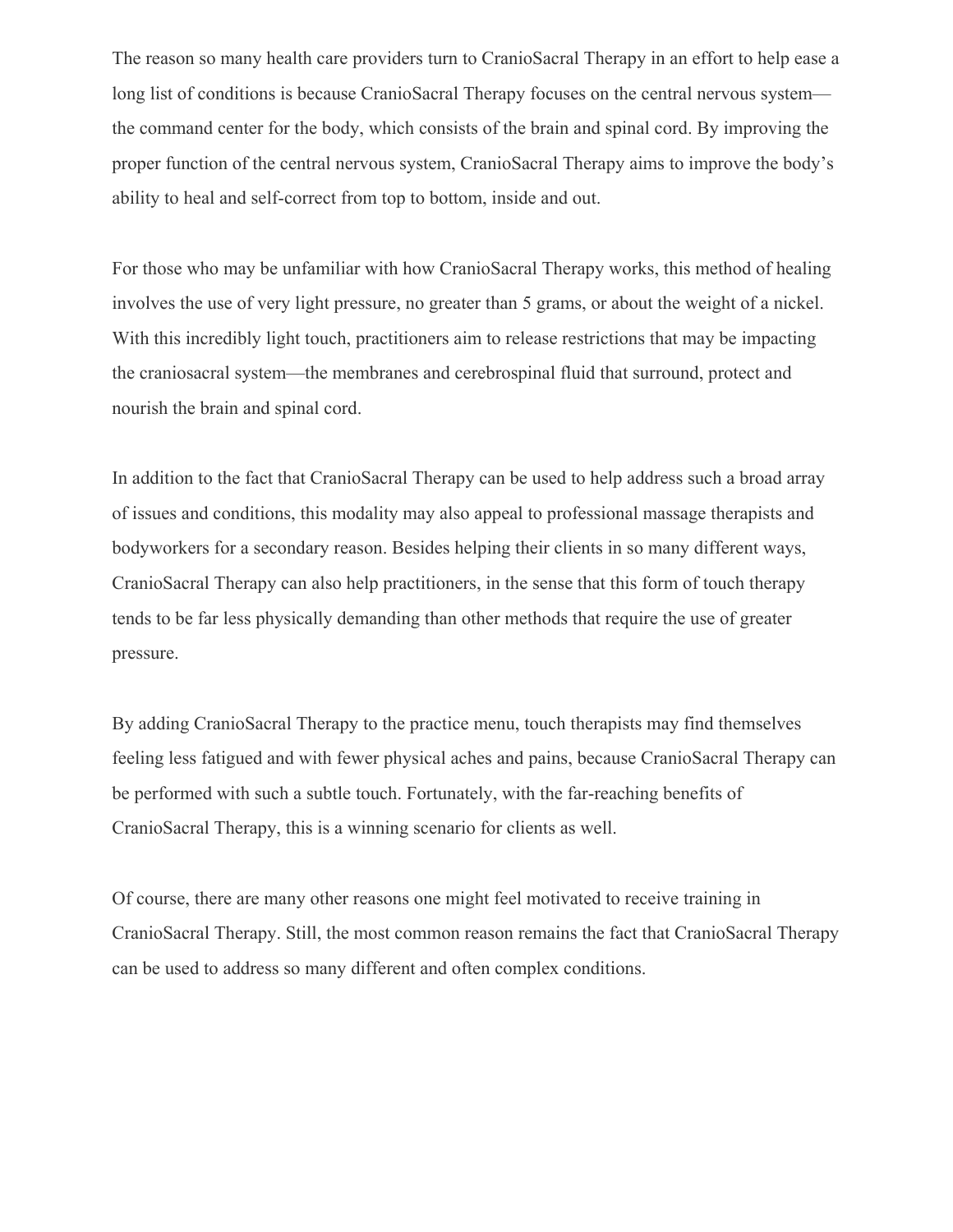The reason so many health care providers turn to CranioSacral Therapy in an effort to help ease a long list of conditions is because CranioSacral Therapy focuses on the central nervous system—the command center for the body, which consists of the brain and spinal cord. By improving the proper function of the central nervous system, CranioSacral Therapy aims to improve the body's ability to heal and self-correct from top to bottom, inside and out.

For those who may be unfamiliar with how CranioSacral Therapy works, this method of healing involves the use of very light pressure, no greater than 5 grams, or about the weight of a nickel. With this incredibly light touch, practitioners aim to release restrictions that may be impacting the craniosacral system—the membranes and cerebrospinal fluid that surround, protect and nourish the brain and spinal cord.

In addition to the fact that CranioSacral Therapy can be used to help address such a broad array of issues and conditions, this modality may also appeal to professional massage therapists and bodyworkers for a secondary reason. Besides helping their clients in so many different ways, CranioSacral Therapy can also help practitioners, in the sense that this form of touch therapy tends to be far less physically demanding than other methods that require the use of greater pressure.

By adding CranioSacral Therapy to the practice menu, touch therapists may find themselves feeling less fatigued and with fewer physical aches and pains, because CranioSacral Therapy can be performed with such a subtle touch. Fortunately, with the far-reaching benefits of CranioSacral Therapy, this is a winning scenario for clients as well.

Of course, there are many other reasons one might feel motivated to receive training in CranioSacral Therapy. Still, the most common reason remains the fact that CranioSacral Therapy can be used to address so many different and often complex conditions.